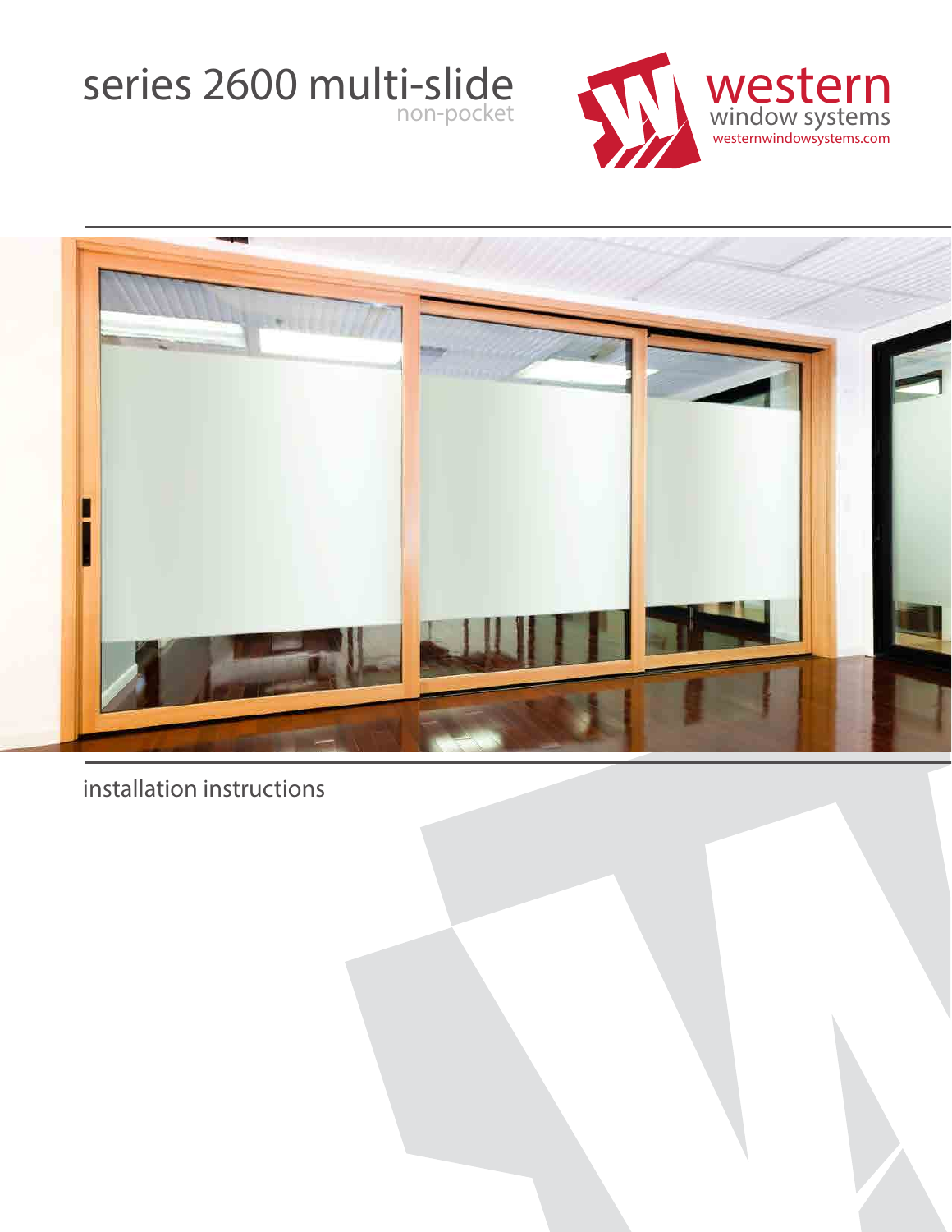# series 2600 multi-slide

non-pocket

western
window systems
westernwindowsystems.com

installation instructions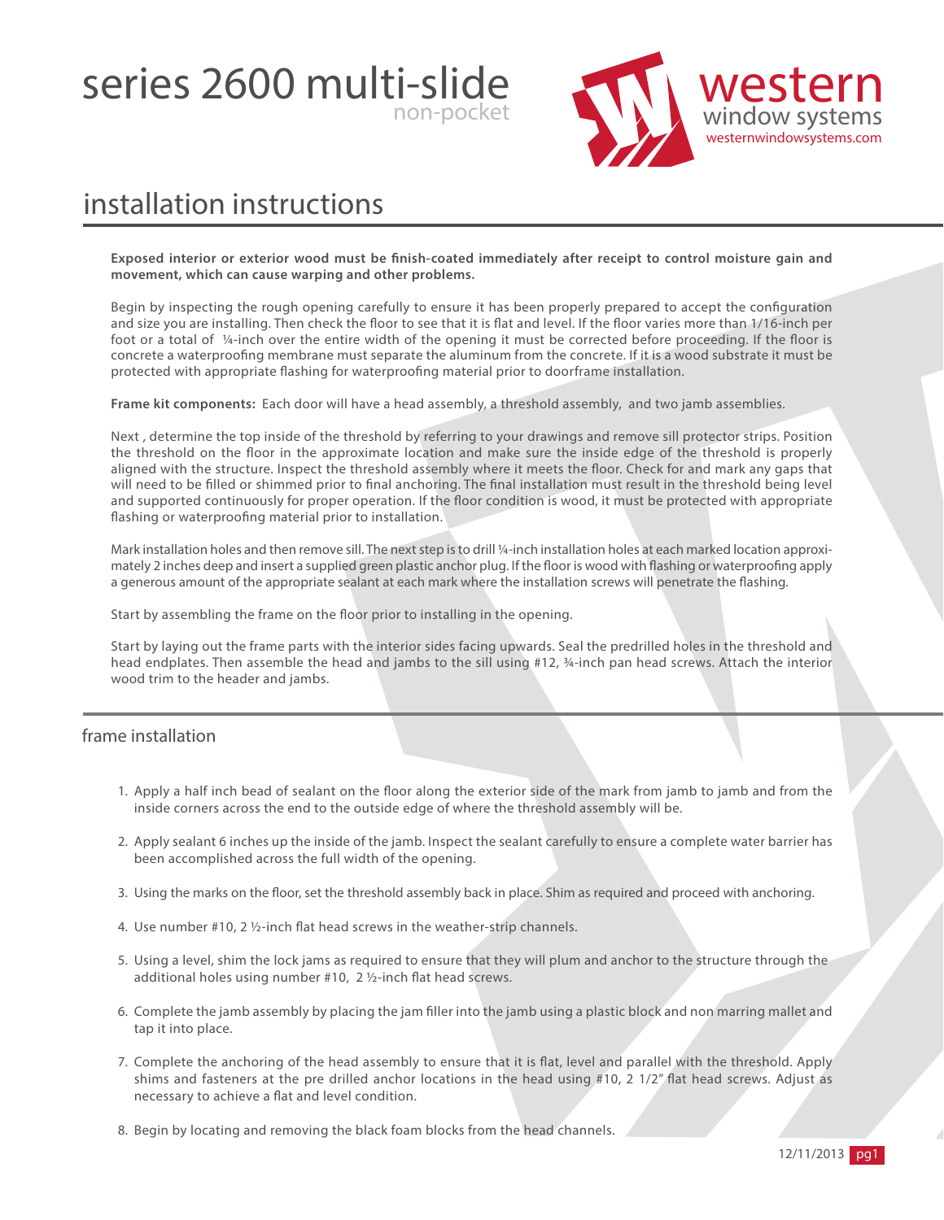# series 2600 multi-slide

non-pocket

western
window systems
westernwindowsystems.com

## installation instructions

**Exposed interior or exterior wood must be finish-coated immediately after receipt to control moisture gain and movement, which can cause warping and other problems.**

Begin by inspecting the rough opening carefully to ensure it has been properly prepared to accept the configuration and size you are installing. Then check the floor to see that it is flat and level. If the floor varies more than 1/16-inch per foot or a total of ¼-inch over the entire width of the opening it must be corrected before proceeding. If the floor is concrete a waterproofing membrane must separate the aluminum from the concrete. If it is a wood substrate it must be protected with appropriate flashing for waterproofing material prior to doorframe installation.

**Frame kit components:** Each door will have a head assembly, a threshold assembly, and two jamb assemblies.

Next , determine the top inside of the threshold by referring to your drawings and remove sill protector strips. Position the threshold on the floor in the approximate location and make sure the inside edge of the threshold is properly aligned with the structure. Inspect the threshold assembly where it meets the floor. Check for and mark any gaps that will need to be filled or shimmed prior to final anchoring. The final installation must result in the threshold being level and supported continuously for proper operation. If the floor condition is wood, it must be protected with appropriate flashing or waterproofing material prior to installation.

Mark installation holes and then remove sill. The next step is to drill ¼-inch installation holes at each marked location approximately 2 inches deep and insert a supplied green plastic anchor plug. If the floor is wood with flashing or waterproofing apply a generous amount of the appropriate sealant at each mark where the installation screws will penetrate the flashing.

Start by assembling the frame on the floor prior to installing in the opening.

Start by laying out the frame parts with the interior sides facing upwards. Seal the predrilled holes in the threshold and head endplates. Then assemble the head and jambs to the sill using #12, ¾-inch pan head screws. Attach the interior wood trim to the header and jambs.

### frame installation

1. Apply a half inch bead of sealant on the floor along the exterior side of the mark from jamb to jamb and from the inside corners across the end to the outside edge of where the threshold assembly will be.
2. Apply sealant 6 inches up the inside of the jamb. Inspect the sealant carefully to ensure a complete water barrier has been accomplished across the full width of the opening.
3. Using the marks on the floor, set the threshold assembly back in place. Shim as required and proceed with anchoring.
4. Use number #10, 2 ½-inch flat head screws in the weather-strip channels.
5. Using a level, shim the lock jams as required to ensure that they will plum and anchor to the structure through the additional holes using number #10, 2 ½-inch flat head screws.
6. Complete the jamb assembly by placing the jam filler into the jamb using a plastic block and non marring mallet and tap it into place.
7. Complete the anchoring of the head assembly to ensure that it is flat, level and parallel with the threshold. Apply shims and fasteners at the pre drilled anchor locations in the head using #10, 2 1/2" flat head screws. Adjust as necessary to achieve a flat and level condition.
8. Begin by locating and removing the black foam blocks from the head channels.

12/11/2013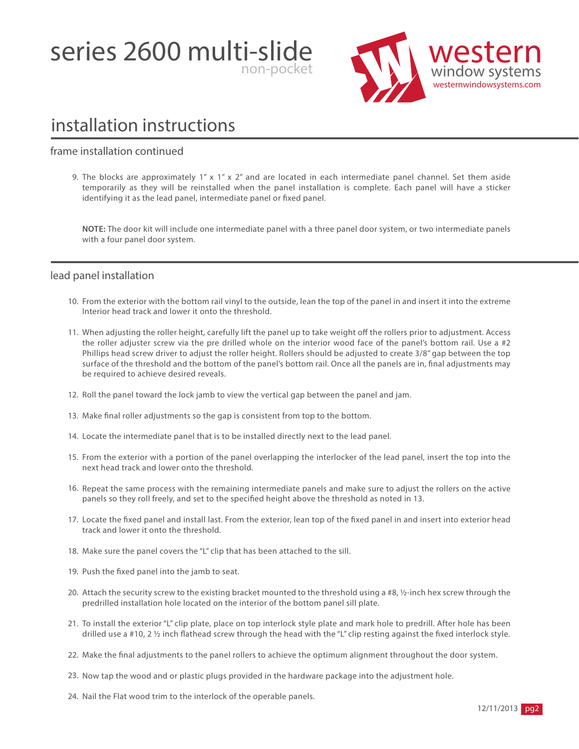# series 2600 multi-slide
non-pocket

western window systems
westernwindowsystems.com

## installation instructions

### frame installation continued

9. The blocks are approximately 1" x 1" x 2" and are located in each intermediate panel channel. Set them aside temporarily as they will be reinstalled when the panel installation is complete. Each panel will have a sticker identifying it as the lead panel, intermediate panel or fixed panel.

**NOTE:** The door kit will include one intermediate panel with a three panel door system, or two intermediate panels with a four panel door system.

### lead panel installation

10. From the exterior with the bottom rail vinyl to the outside, lean the top of the panel in and insert it into the extreme Interior head track and lower it onto the threshold.
11. When adjusting the roller height, carefully lift the panel up to take weight off the rollers prior to adjustment. Access the roller adjuster screw via the pre drilled whole on the interior wood face of the panel's bottom rail. Use a #2 Phillips head screw driver to adjust the roller height. Rollers should be adjusted to create 3/8" gap between the top surface of the threshold and the bottom of the panel's bottom rail. Once all the panels are in, final adjustments may be required to achieve desired reveals.
12. Roll the panel toward the lock jamb to view the vertical gap between the panel and jam.
13. Make final roller adjustments so the gap is consistent from top to the bottom.
14. Locate the intermediate panel that is to be installed directly next to the lead panel.
15. From the exterior with a portion of the panel overlapping the interlocker of the lead panel, insert the top into the next head track and lower onto the threshold.
16. Repeat the same process with the remaining intermediate panels and make sure to adjust the rollers on the active panels so they roll freely, and set to the specified height above the threshold as noted in 13.
17. Locate the fixed panel and install last. From the exterior, lean top of the fixed panel in and insert into exterior head track and lower it onto the threshold.
18. Make sure the panel covers the "L" clip that has been attached to the sill.
19. Push the fixed panel into the jamb to seat.
20. Attach the security screw to the existing bracket mounted to the threshold using a #8, ½-inch hex screw through the predrilled installation hole located on the interior of the bottom panel sill plate.
21. To install the exterior "L" clip plate, place on top interlock style plate and mark hole to predrill. After hole has been drilled use a #10, 2 ½ inch flathead screw through the head with the "L" clip resting against the fixed interlock style.
22. Make the final adjustments to the panel rollers to achieve the optimum alignment throughout the door system.
23. Now tap the wood and or plastic plugs provided in the hardware package into the adjustment hole.
24. Nail the Flat wood trim to the interlock of the operable panels.

12/11/2013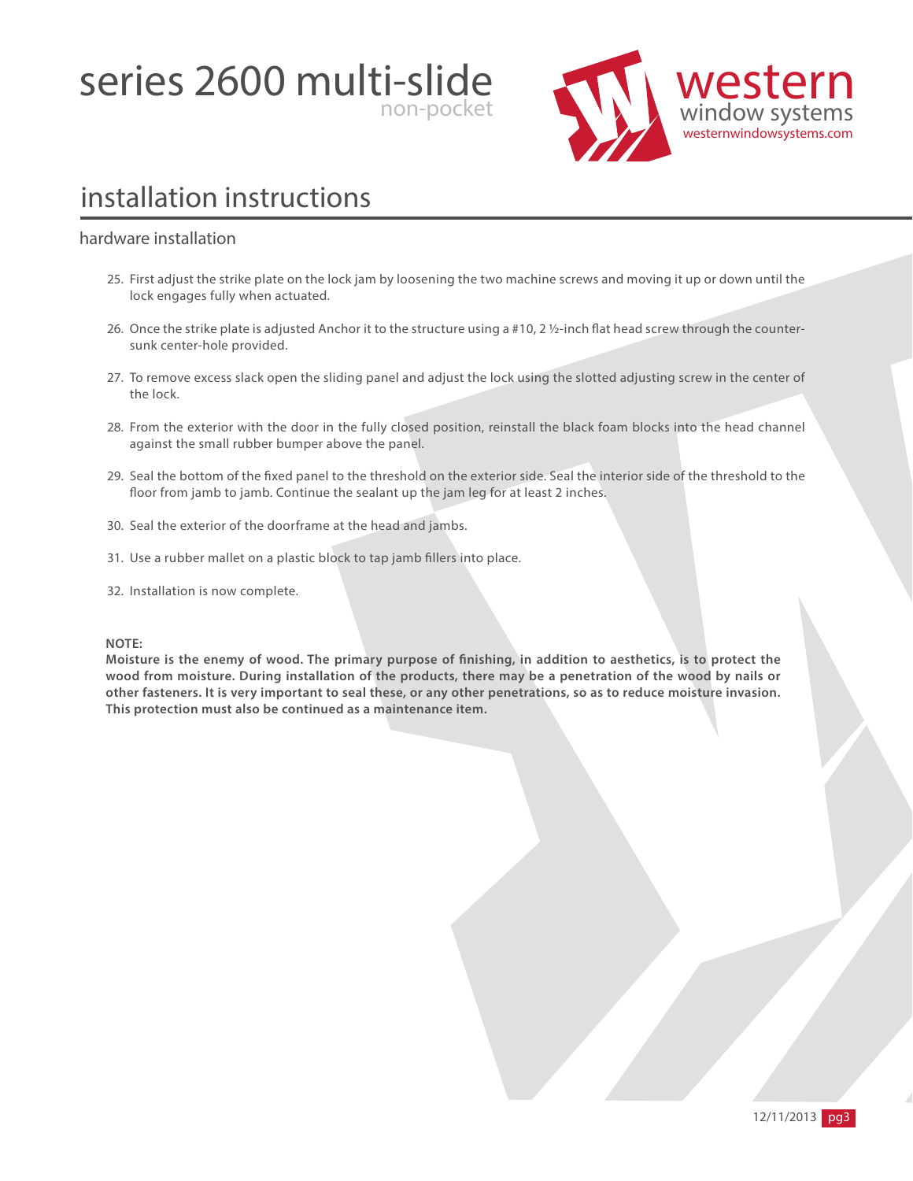# series 2600 multi-slide
non-pocket

western window systems
westernwindowsystems.com

## installation instructions

### hardware installation

25. First adjust the strike plate on the lock jam by loosening the two machine screws and moving it up or down until the lock engages fully when actuated.

26. Once the strike plate is adjusted Anchor it to the structure using a #10, 2 ½-inch flat head screw through the counter-sunk center-hole provided.

27. To remove excess slack open the sliding panel and adjust the lock using the slotted adjusting screw in the center of the lock.

28. From the exterior with the door in the fully closed position, reinstall the black foam blocks into the head channel against the small rubber bumper above the panel.

29. Seal the bottom of the fixed panel to the threshold on the exterior side. Seal the interior side of the threshold to the floor from jamb to jamb. Continue the sealant up the jam leg for at least 2 inches.

30. Seal the exterior of the doorframe at the head and jambs.

31. Use a rubber mallet on a plastic block to tap jamb fillers into place.

32. Installation is now complete.

**NOTE:**
**Moisture is the enemy of wood. The primary purpose of finishing, in addition to aesthetics, is to protect the wood from moisture. During installation of the products, there may be a penetration of the wood by nails or other fasteners. It is very important to seal these, or any other penetrations, so as to reduce moisture invasion. This protection must also be continued as a maintenance item.**

12/11/2013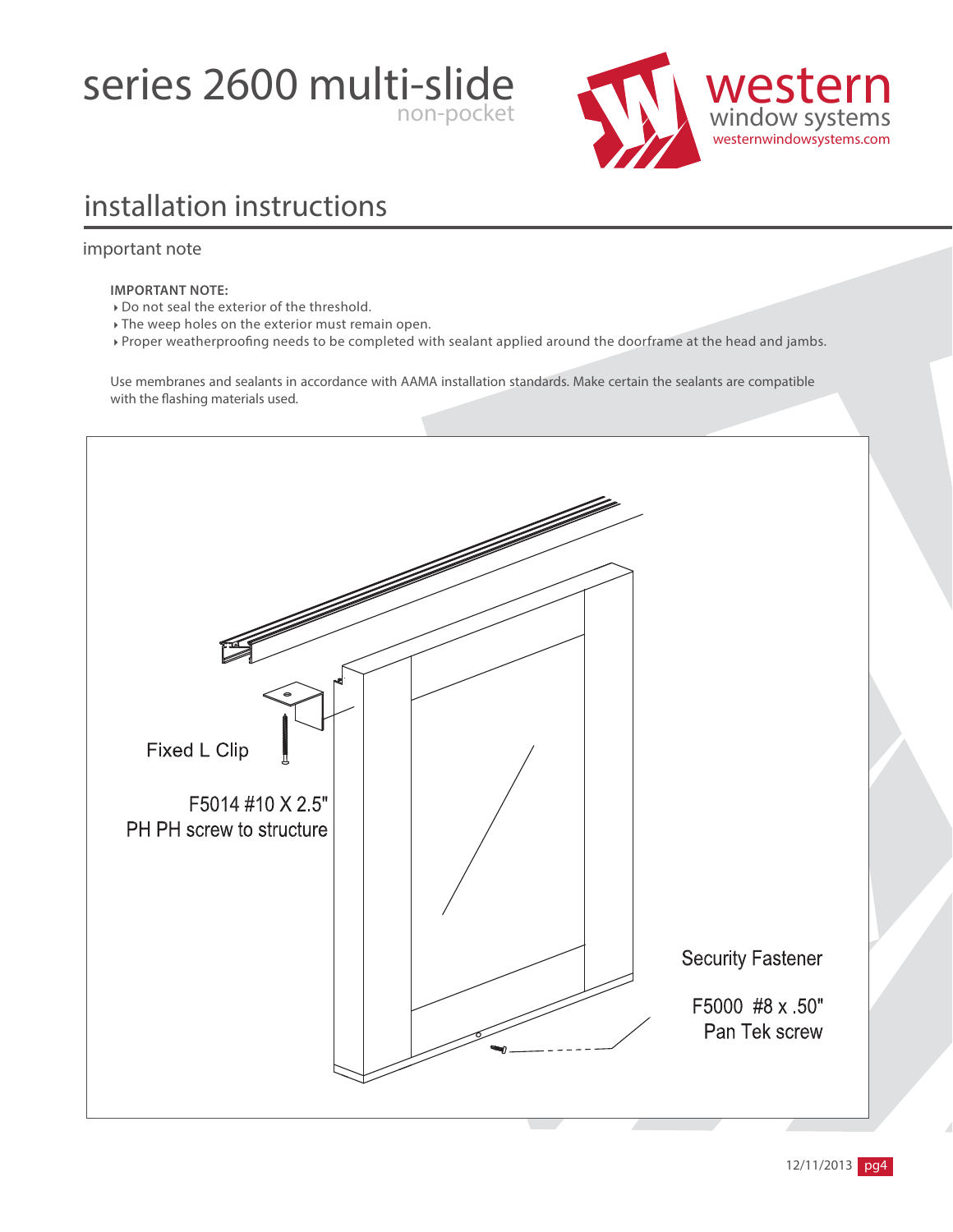# series 2600 multi-slide
non-pocket

western window systems
westernwindowsystems.com

## installation instructions

### important note

**IMPORTANT NOTE:**

- Do not seal the exterior of the threshold.
- The weep holes on the exterior must remain open.
- Proper weatherproofing needs to be completed with sealant applied around the doorframe at the head and jambs.

Use membranes and sealants in accordance with AAMA installation standards. Make certain the sealants are compatible with the flashing materials used.

Fixed L Clip

F5014 #10 X 2.5"
PH PH screw to structure

Security Fastener

F5000 #8 x .50"
Pan Tek screw

12/11/2013